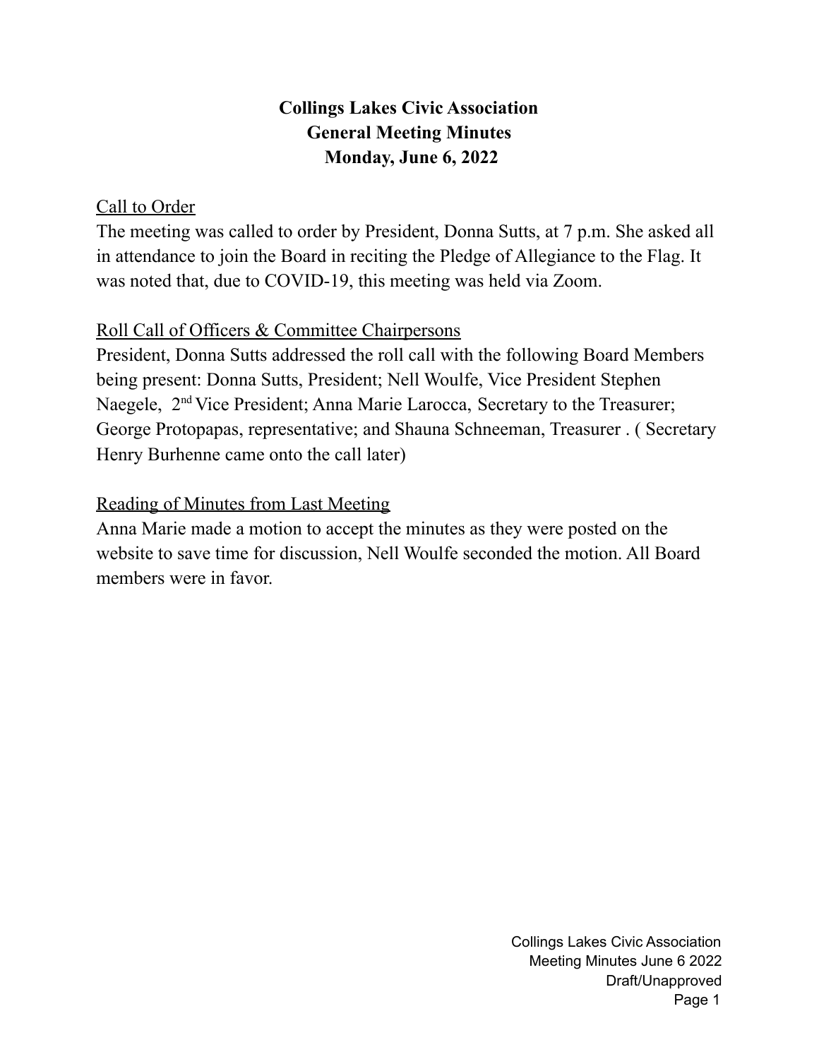**Collings Lakes Civic Association**
**General Meeting Minutes**
**Monday, June 6, 2022**

Call to Order

The meeting was called to order by President, Donna Sutts, at 7 p.m. She asked all in attendance to join the Board in reciting the Pledge of Allegiance to the Flag. It was noted that, due to COVID-19, this meeting was held via Zoom.

Roll Call of Officers & Committee Chairpersons

President, Donna Sutts addressed the roll call with the following Board Members being present: Donna Sutts, President; Nell Woulfe, Vice President Stephen Naegele, 2nd Vice President; Anna Marie Larocca, Secretary to the Treasurer; George Protopapas, representative; and Shauna Schneeman, Treasurer . ( Secretary Henry Burhenne came onto the call later)

Reading of Minutes from Last Meeting

Anna Marie made a motion to accept the minutes as they were posted on the website to save time for discussion, Nell Woulfe seconded the motion. All Board members were in favor.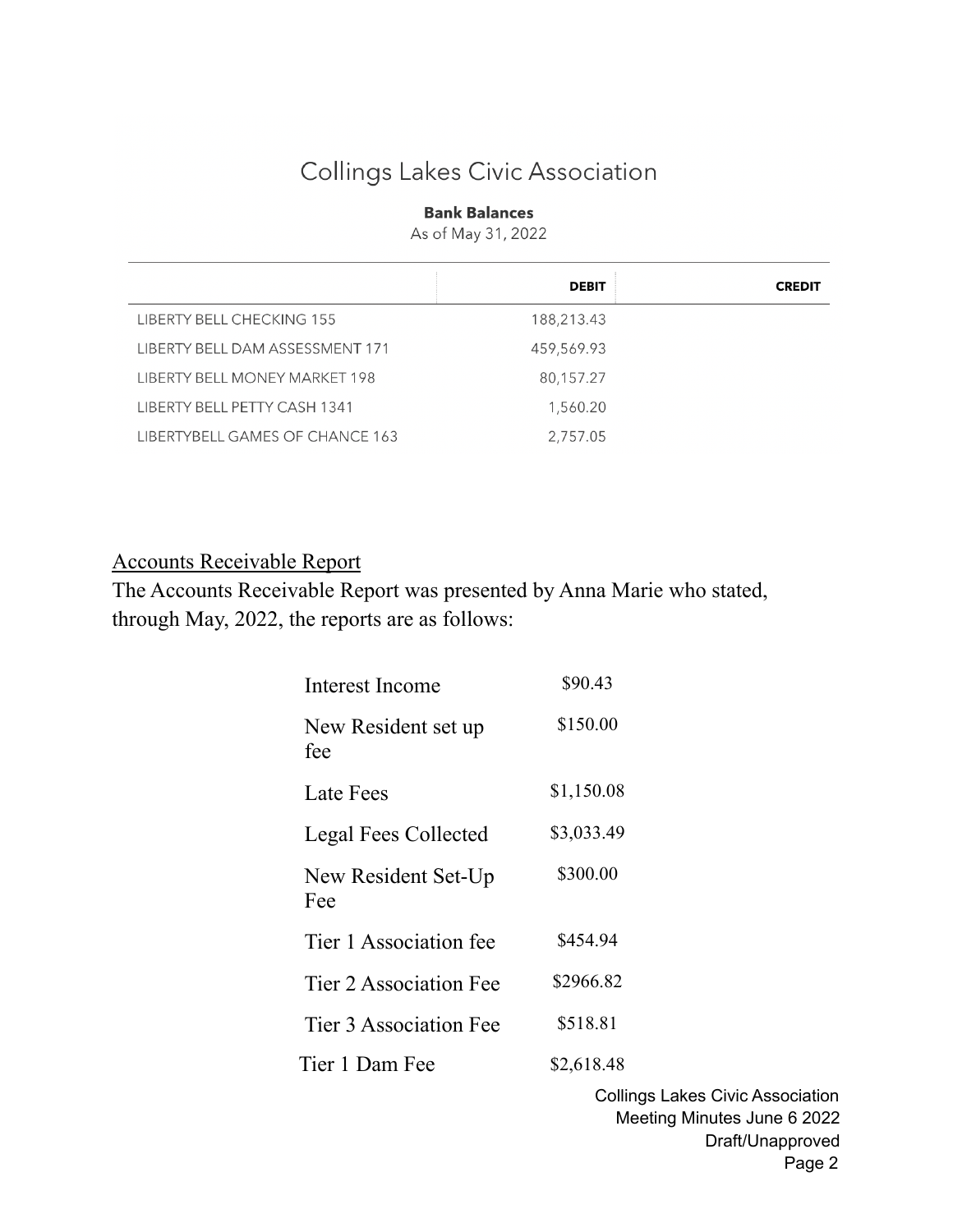## Collings Lakes Civic Association

**Bank Balances**

As of May 31, 2022

| | DEBIT | CREDIT |
|---|---|---|
| LIBERTY BELL CHECKING 155 | 188,213.43 | |
| LIBERTY BELL DAM ASSESSMENT 171 | 459,569.93 | |
| LIBERTY BELL MONEY MARKET 198 | 80,157.27 | |
| LIBERTY BELL PETTY CASH 1341 | 1,560.20 | |
| LIBERTYBELL GAMES OF CHANCE 163 | 2,757.05 | |

<u>Accounts Receivable Report</u>

The Accounts Receivable Report was presented by Anna Marie who stated, through May, 2022, the reports are as follows:

| | |
|---|---|
| Interest Income | $90.43 |
| New Resident set up fee | $150.00 |
| Late Fees | $1,150.08 |
| Legal Fees Collected | $3,033.49 |
| New Resident Set-Up Fee | $300.00 |
| Tier 1 Association fee | $454.94 |
| Tier 2 Association Fee | $2966.82 |
| Tier 3 Association Fee | $518.81 |
| Tier 1 Dam Fee | $2,618.48 |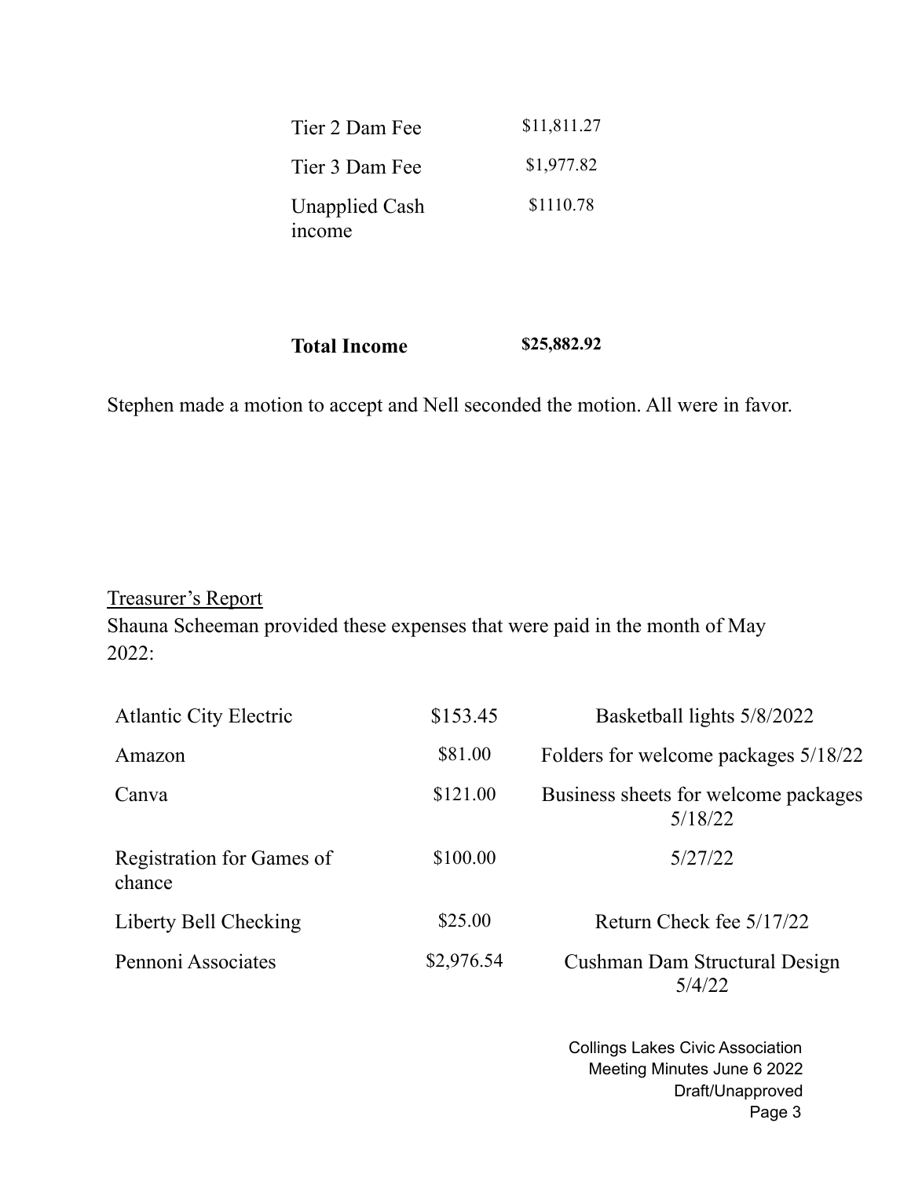| | |
|---|---|
| Tier 2 Dam Fee | $11,811.27 |
| Tier 3 Dam Fee | $1,977.82 |
| Unapplied Cash income | $1110.78 |
| **Total Income** | **$25,882.92** |

Stephen made a motion to accept and Nell seconded the motion. All were in favor.

Treasurer's Report

Shauna Scheeman provided these expenses that were paid in the month of May 2022:

| | | |
|---|---|---|
| Atlantic City Electric | $153.45 | Basketball lights 5/8/2022 |
| Amazon | $81.00 | Folders for welcome packages 5/18/22 |
| Canva | $121.00 | Business sheets for welcome packages 5/18/22 |
| Registration for Games of chance | $100.00 | 5/27/22 |
| Liberty Bell Checking | $25.00 | Return Check fee 5/17/22 |
| Pennoni Associates | $2,976.54 | Cushman Dam Structural Design 5/4/22 |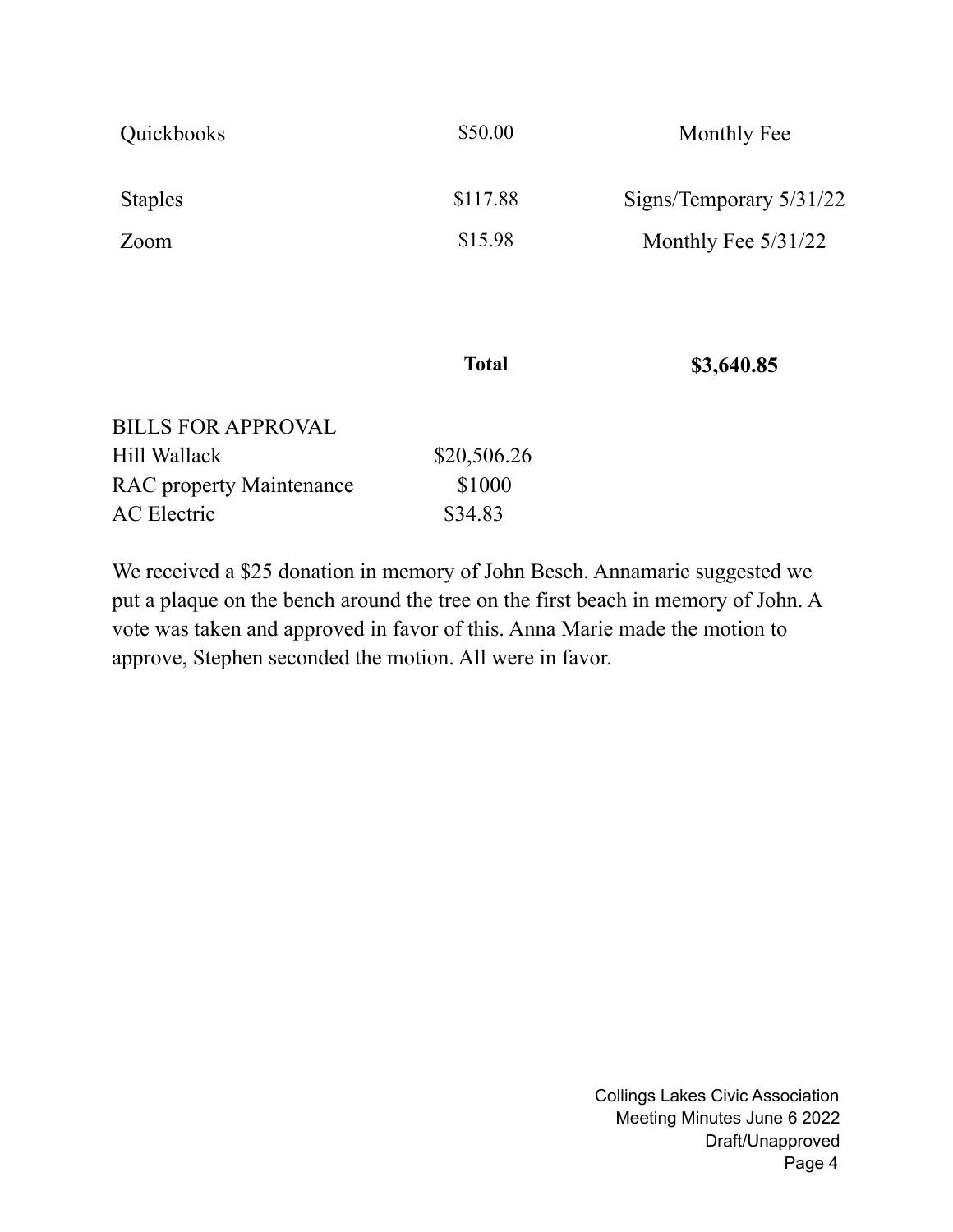| | | |
|---|---|---|
| Quickbooks | \$50.00 | Monthly Fee |
| Staples | \$117.88 | Signs/Temporary 5/31/22 |
| Zoom | \$15.98 | Monthly Fee 5/31/22 |
| | **Total** | **\$3,640.85** |

BILLS FOR APPROVAL

| | |
|---|---|
| Hill Wallack | \$20,506.26 |
| RAC property Maintenance | \$1000 |
| AC Electric | \$34.83 |

We received a \$25 donation in memory of John Besch. Annamarie suggested we put a plaque on the bench around the tree on the first beach in memory of John. A vote was taken and approved in favor of this. Anna Marie made the motion to approve, Stephen seconded the motion. All were in favor.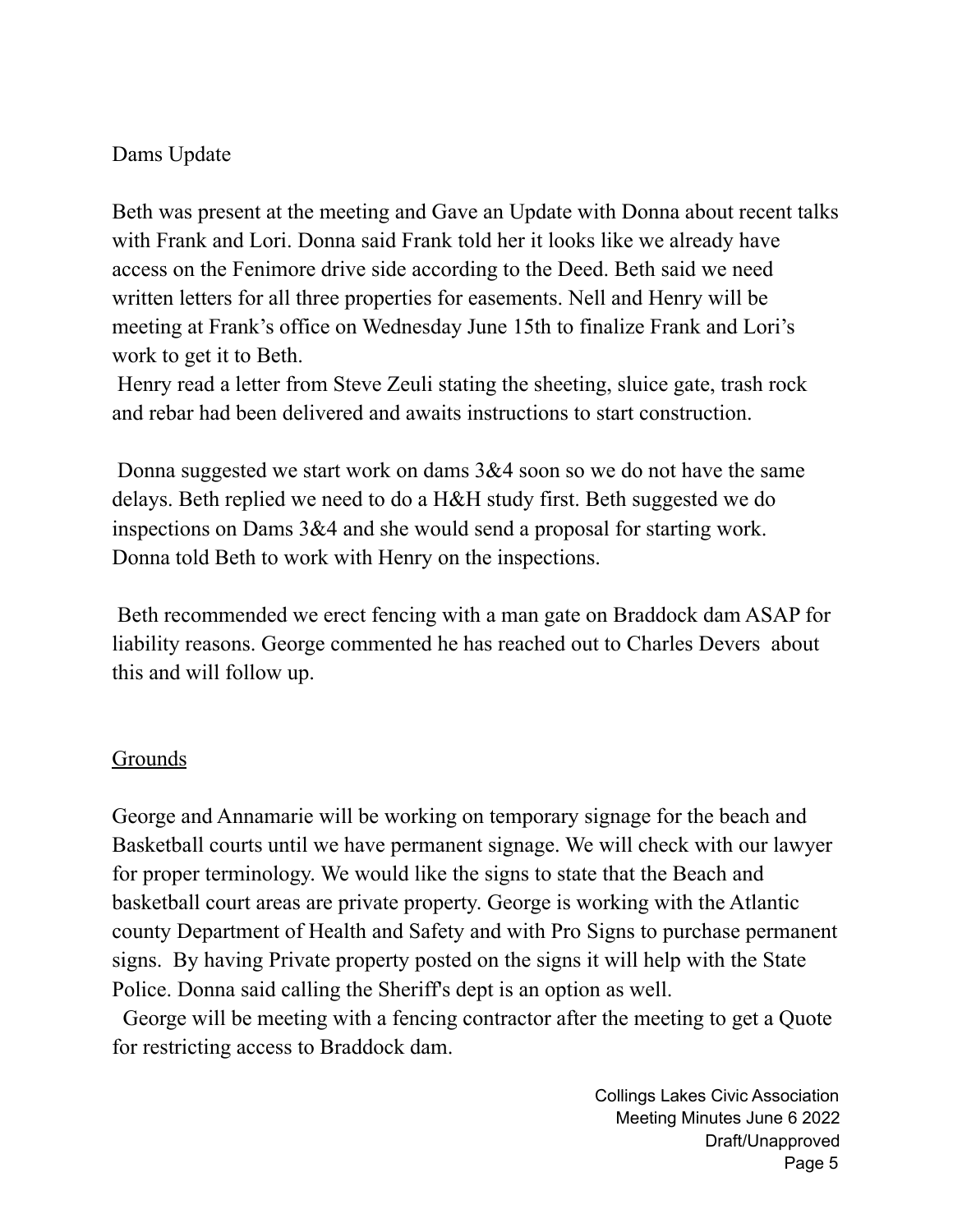Dams Update

Beth was present at the meeting and Gave an Update with Donna about recent talks with Frank and Lori. Donna said Frank told her it looks like we already have access on the Fenimore drive side according to the Deed. Beth said we need written letters for all three properties for easements. Nell and Henry will be meeting at Frank's office on Wednesday June 15th to finalize Frank and Lori's work to get it to Beth.

Henry read a letter from Steve Zeuli stating the sheeting, sluice gate, trash rock and rebar had been delivered and awaits instructions to start construction.

Donna suggested we start work on dams 3&4 soon so we do not have the same delays. Beth replied we need to do a H&H study first. Beth suggested we do inspections on Dams 3&4 and she would send a proposal for starting work. Donna told Beth to work with Henry on the inspections.

Beth recommended we erect fencing with a man gate on Braddock dam ASAP for liability reasons. George commented he has reached out to Charles Devers about this and will follow up.

## Grounds

George and Annamarie will be working on temporary signage for the beach and Basketball courts until we have permanent signage. We will check with our lawyer for proper terminology. We would like the signs to state that the Beach and basketball court areas are private property. George is working with the Atlantic county Department of Health and Safety and with Pro Signs to purchase permanent signs. By having Private property posted on the signs it will help with the State Police. Donna said calling the Sheriff's dept is an option as well.

George will be meeting with a fencing contractor after the meeting to get a Quote for restricting access to Braddock dam.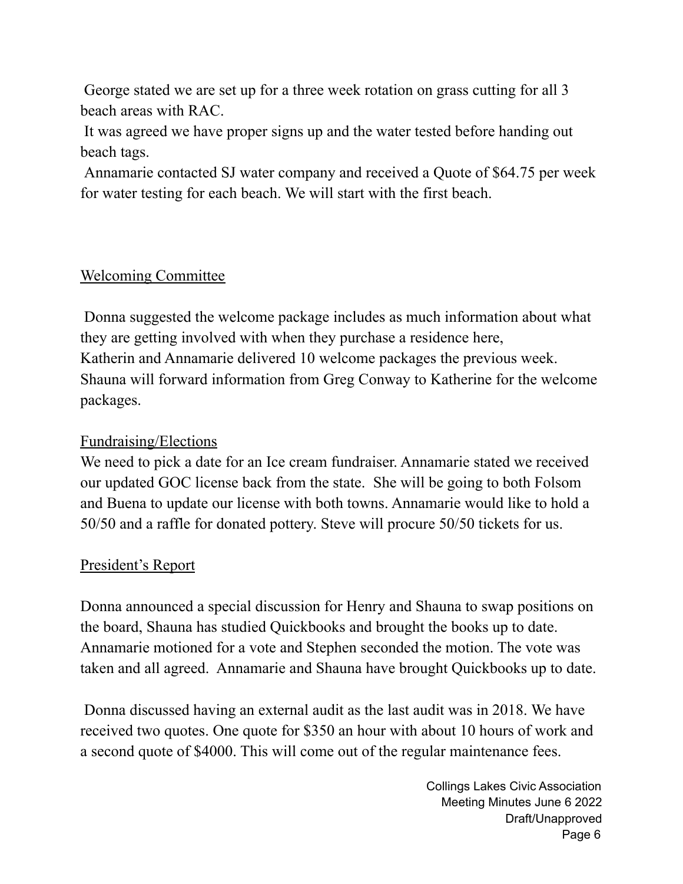George stated we are set up for a three week rotation on grass cutting for all 3 beach areas with RAC.

It was agreed we have proper signs up and the water tested before handing out beach tags.

Annamarie contacted SJ water company and received a Quote of $64.75 per week for water testing for each beach. We will start with the first beach.

<u>Welcoming Committee</u>

Donna suggested the welcome package includes as much information about what they are getting involved with when they purchase a residence here, Katherin and Annamarie delivered 10 welcome packages the previous week. Shauna will forward information from Greg Conway to Katherine for the welcome packages.

<u>Fundraising/Elections</u>

We need to pick a date for an Ice cream fundraiser. Annamarie stated we received our updated GOC license back from the state. She will be going to both Folsom and Buena to update our license with both towns. Annamarie would like to hold a 50/50 and a raffle for donated pottery. Steve will procure 50/50 tickets for us.

<u>President's Report</u>

Donna announced a special discussion for Henry and Shauna to swap positions on the board, Shauna has studied Quickbooks and brought the books up to date. Annamarie motioned for a vote and Stephen seconded the motion. The vote was taken and all agreed. Annamarie and Shauna have brought Quickbooks up to date.

Donna discussed having an external audit as the last audit was in 2018. We have received two quotes. One quote for $350 an hour with about 10 hours of work and a second quote of $4000. This will come out of the regular maintenance fees.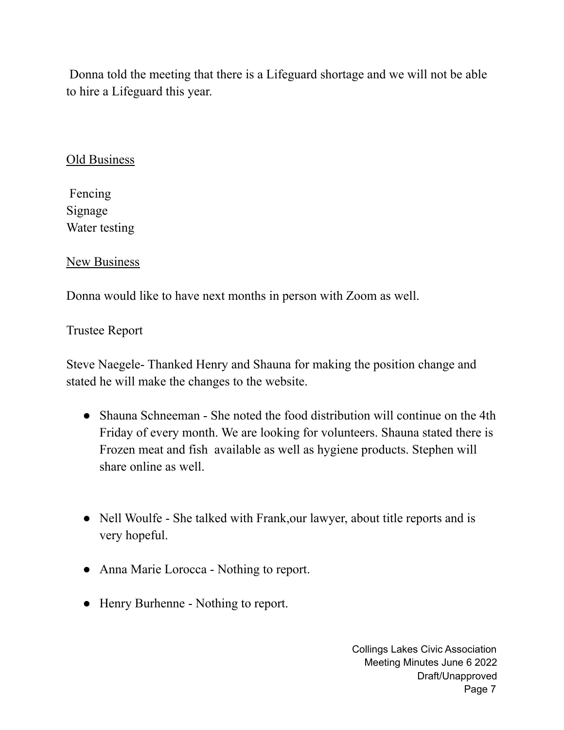Donna told the meeting that there is a Lifeguard shortage and we will not be able to hire a Lifeguard this year.

<u>Old Business</u>

Fencing
Signage
Water testing

<u>New Business</u>

Donna would like to have next months in person with Zoom as well.

Trustee Report

Steve Naegele- Thanked Henry and Shauna for making the position change and stated he will make the changes to the website.

- Shauna Schneeman - She noted the food distribution will continue on the 4th Friday of every month. We are looking for volunteers. Shauna stated there is Frozen meat and fish  available as well as hygiene products. Stephen will share online as well.

- Nell Woulfe - She talked with Frank,our lawyer, about title reports and is very hopeful.

- Anna Marie Lorocca - Nothing to report.

- Henry Burhenne - Nothing to report.

Collings Lakes Civic Association
Meeting Minutes June 6 2022
Draft/Unapproved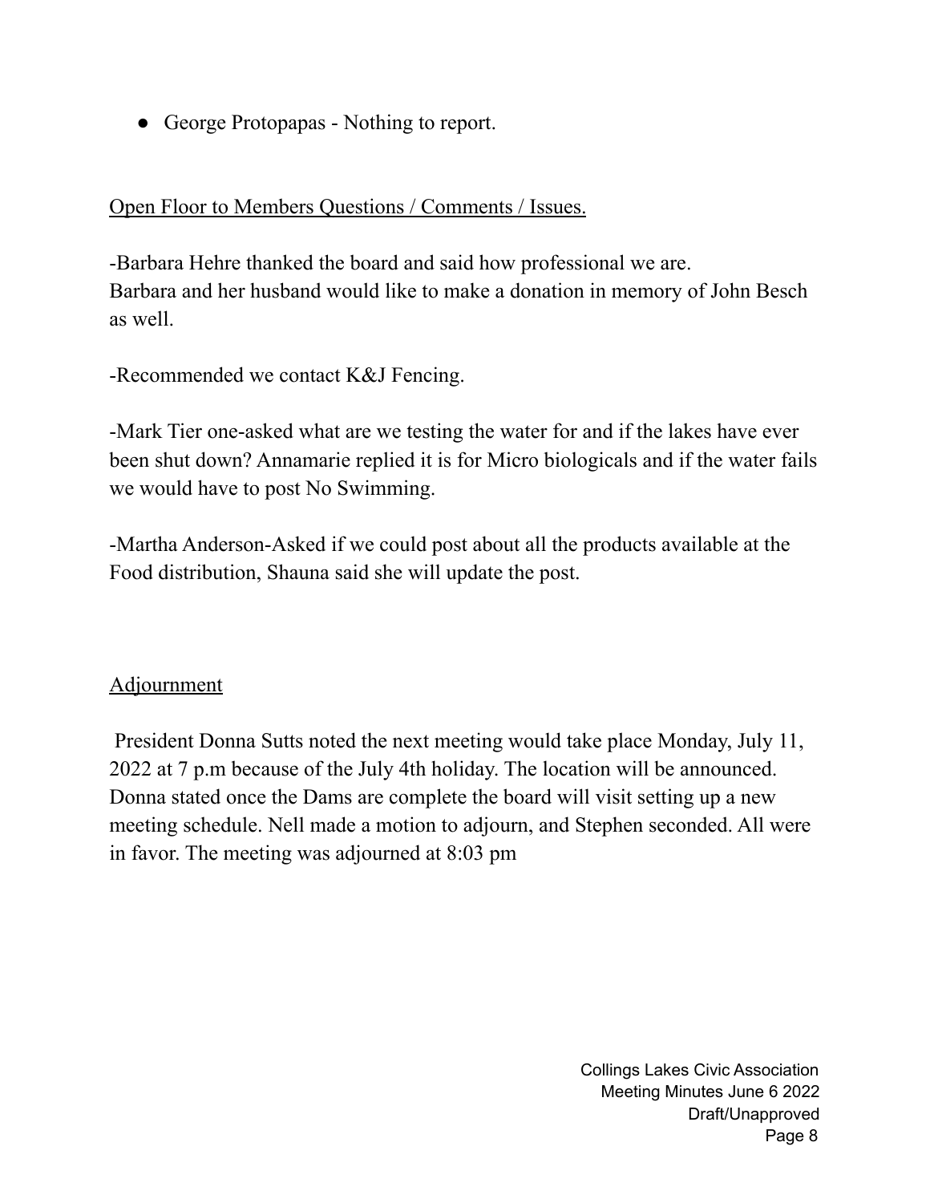- George Protopapas - Nothing to report.

Open Floor to Members Questions / Comments / Issues.

-Barbara Hehre thanked the board and said how professional we are. Barbara and her husband would like to make a donation in memory of John Besch as well.

-Recommended we contact K&J Fencing.

-Mark Tier one-asked what are we testing the water for and if the lakes have ever been shut down? Annamarie replied it is for Micro biologicals and if the water fails we would have to post No Swimming.

-Martha Anderson-Asked if we could post about all the products available at the Food distribution, Shauna said she will update the post.

Adjournment

President Donna Sutts noted the next meeting would take place Monday, July 11, 2022 at 7 p.m because of the July 4th holiday. The location will be announced. Donna stated once the Dams are complete the board will visit setting up a new meeting schedule. Nell made a motion to adjourn, and Stephen seconded. All were in favor. The meeting was adjourned at 8:03 pm